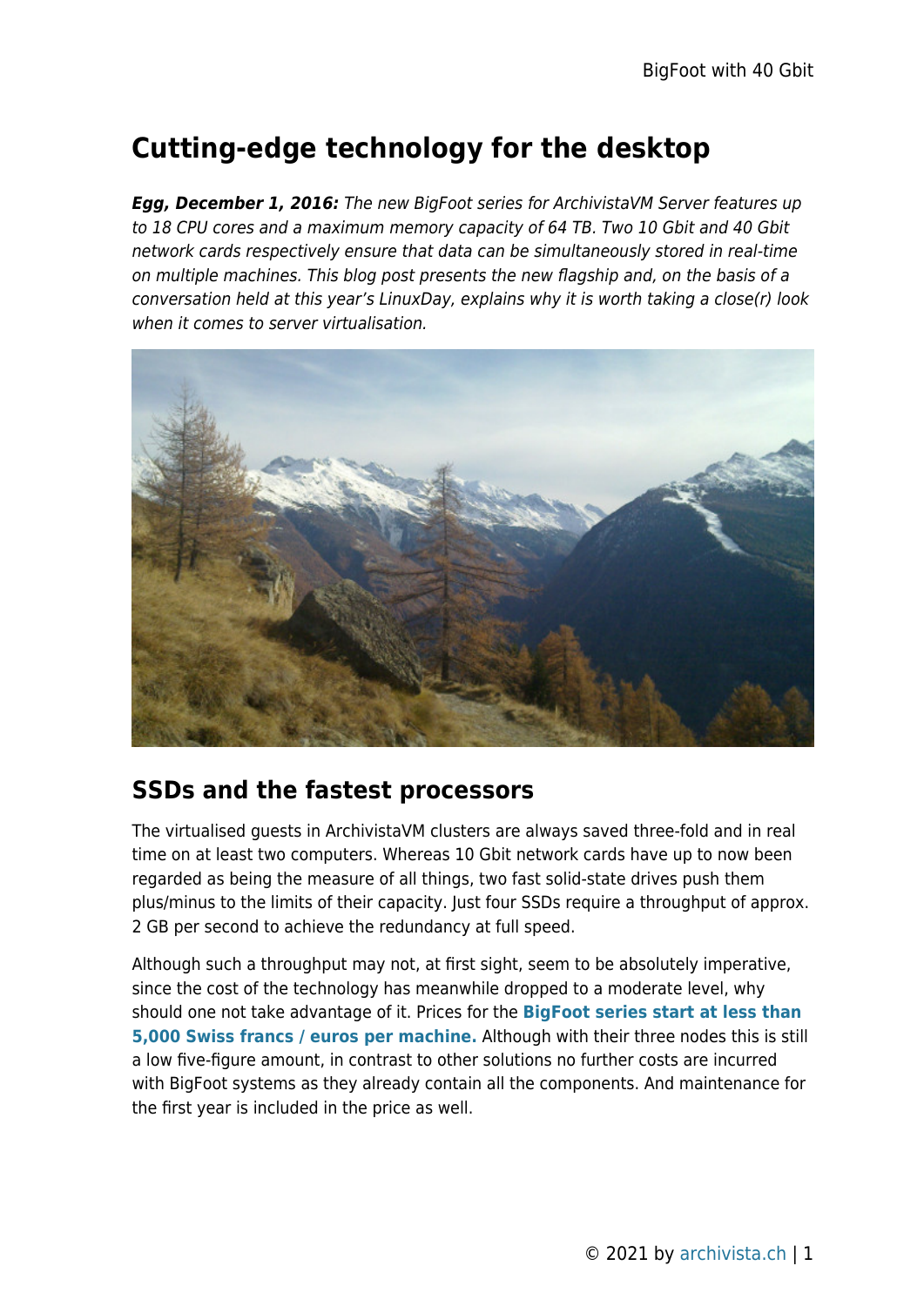# Cutting-edge technology for the desktop

***Egg, December 1, 2016:*** *The new BigFoot series for ArchivistaVM Server features up to 18 CPU cores and a maximum memory capacity of 64 TB. Two 10 Gbit and 40 Gbit network cards respectively ensure that data can be simultaneously stored in real-time on multiple machines. This blog post presents the new flagship and, on the basis of a conversation held at this year's LinuxDay, explains why it is worth taking a close(r) look when it comes to server virtualisation.*

## SSDs and the fastest processors

The virtualised guests in ArchivistaVM clusters are always saved three-fold and in real time on at least two computers. Whereas 10 Gbit network cards have up to now been regarded as being the measure of all things, two fast solid-state drives push them plus/minus to the limits of their capacity. Just four SSDs require a throughput of approx. 2 GB per second to achieve the redundancy at full speed.

Although such a throughput may not, at first sight, seem to be absolutely imperative, since the cost of the technology has meanwhile dropped to a moderate level, why should one not take advantage of it. Prices for the **BigFoot series start at less than 5,000 Swiss francs / euros per machine.** Although with their three nodes this is still a low five-figure amount, in contrast to other solutions no further costs are incurred with BigFoot systems as they already contain all the components. And maintenance for the first year is included in the price as well.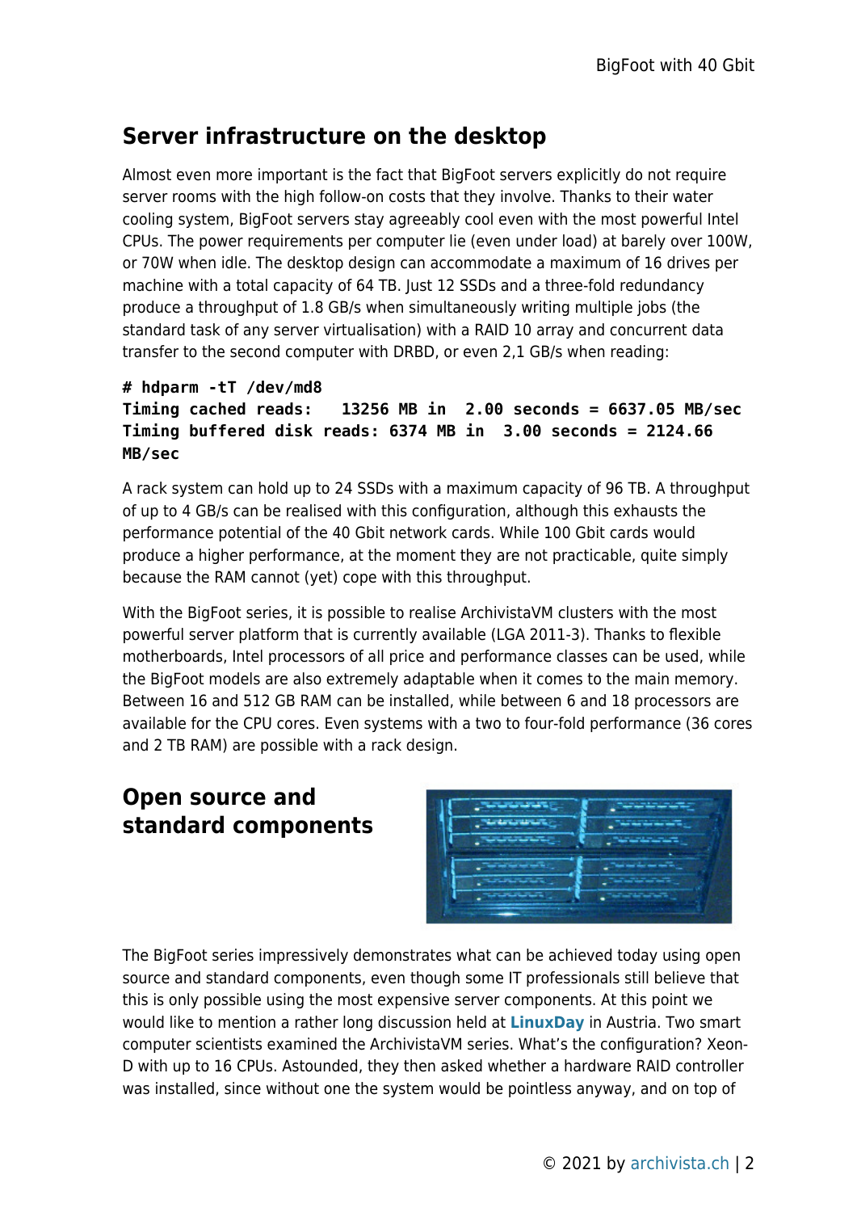## Server infrastructure on the desktop

Almost even more important is the fact that BigFoot servers explicitly do not require server rooms with the high follow-on costs that they involve. Thanks to their water cooling system, BigFoot servers stay agreeably cool even with the most powerful Intel CPUs. The power requirements per computer lie (even under load) at barely over 100W, or 70W when idle. The desktop design can accommodate a maximum of 16 drives per machine with a total capacity of 64 TB. Just 12 SSDs and a three-fold redundancy produce a throughput of 1.8 GB/s when simultaneously writing multiple jobs (the standard task of any server virtualisation) with a RAID 10 array and concurrent data transfer to the second computer with DRBD, or even 2,1 GB/s when reading:

```
# hdparm -tT /dev/md8
Timing cached reads:   13256 MB in  2.00 seconds = 6637.05 MB/sec
Timing buffered disk reads: 6374 MB in  3.00 seconds = 2124.66 MB/sec
```

A rack system can hold up to 24 SSDs with a maximum capacity of 96 TB. A throughput of up to 4 GB/s can be realised with this configuration, although this exhausts the performance potential of the 40 Gbit network cards. While 100 Gbit cards would produce a higher performance, at the moment they are not practicable, quite simply because the RAM cannot (yet) cope with this throughput.

With the BigFoot series, it is possible to realise ArchivistaVM clusters with the most powerful server platform that is currently available (LGA 2011-3). Thanks to flexible motherboards, Intel processors of all price and performance classes can be used, while the BigFoot models are also extremely adaptable when it comes to the main memory. Between 16 and 512 GB RAM can be installed, while between 6 and 18 processors are available for the CPU cores. Even systems with a two to four-fold performance (36 cores and 2 TB RAM) are possible with a rack design.

## Open source and standard components

The BigFoot series impressively demonstrates what can be achieved today using open source and standard components, even though some IT professionals still believe that this is only possible using the most expensive server components. At this point we would like to mention a rather long discussion held at **LinuxDay** in Austria. Two smart computer scientists examined the ArchivistaVM series. What's the configuration? Xeon-D with up to 16 CPUs. Astounded, they then asked whether a hardware RAID controller was installed, since without one the system would be pointless anyway, and on top of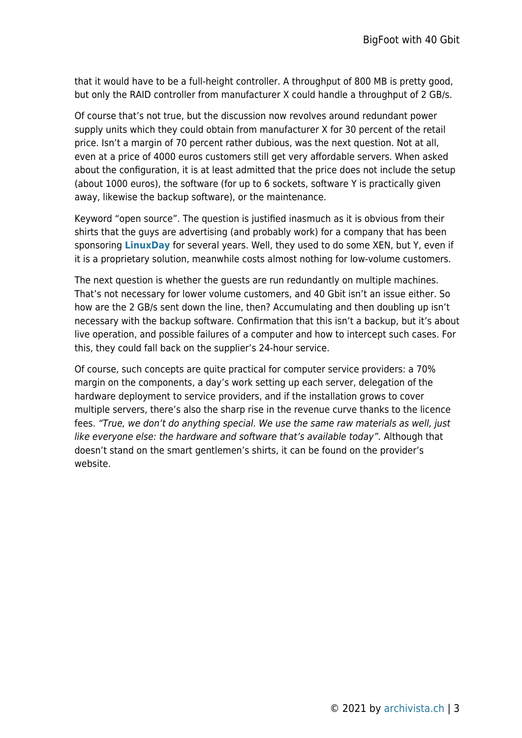that it would have to be a full-height controller. A throughput of 800 MB is pretty good, but only the RAID controller from manufacturer X could handle a throughput of 2 GB/s.

Of course that's not true, but the discussion now revolves around redundant power supply units which they could obtain from manufacturer X for 30 percent of the retail price. Isn't a margin of 70 percent rather dubious, was the next question. Not at all, even at a price of 4000 euros customers still get very affordable servers. When asked about the configuration, it is at least admitted that the price does not include the setup (about 1000 euros), the software (for up to 6 sockets, software Y is practically given away, likewise the backup software), or the maintenance.

Keyword "open source". The question is justified inasmuch as it is obvious from their shirts that the guys are advertising (and probably work) for a company that has been sponsoring **LinuxDay** for several years. Well, they used to do some XEN, but Y, even if it is a proprietary solution, meanwhile costs almost nothing for low-volume customers.

The next question is whether the guests are run redundantly on multiple machines. That's not necessary for lower volume customers, and 40 Gbit isn't an issue either. So how are the 2 GB/s sent down the line, then? Accumulating and then doubling up isn't necessary with the backup software. Confirmation that this isn't a backup, but it's about live operation, and possible failures of a computer and how to intercept such cases. For this, they could fall back on the supplier's 24-hour service.

Of course, such concepts are quite practical for computer service providers: a 70% margin on the components, a day's work setting up each server, delegation of the hardware deployment to service providers, and if the installation grows to cover multiple servers, there's also the sharp rise in the revenue curve thanks to the licence fees. *"True, we don't do anything special. We use the same raw materials as well, just like everyone else: the hardware and software that's available today".* Although that doesn't stand on the smart gentlemen's shirts, it can be found on the provider's website.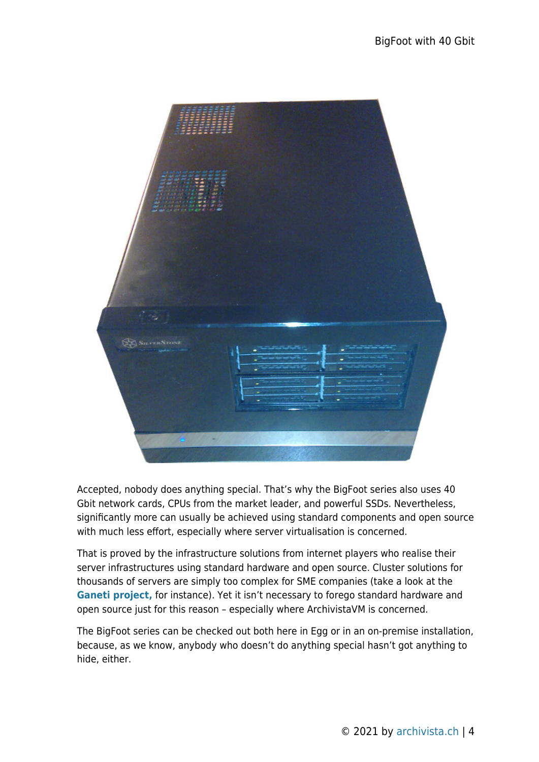Accepted, nobody does anything special. That's why the BigFoot series also uses 40 Gbit network cards, CPUs from the market leader, and powerful SSDs. Nevertheless, significantly more can usually be achieved using standard components and open source with much less effort, especially where server virtualisation is concerned.

That is proved by the infrastructure solutions from internet players who realise their server infrastructures using standard hardware and open source. Cluster solutions for thousands of servers are simply too complex for SME companies (take a look at the **Ganeti project,** for instance). Yet it isn't necessary to forego standard hardware and open source just for this reason – especially where ArchivistaVM is concerned.

The BigFoot series can be checked out both here in Egg or in an on-premise installation, because, as we know, anybody who doesn't do anything special hasn't got anything to hide, either.